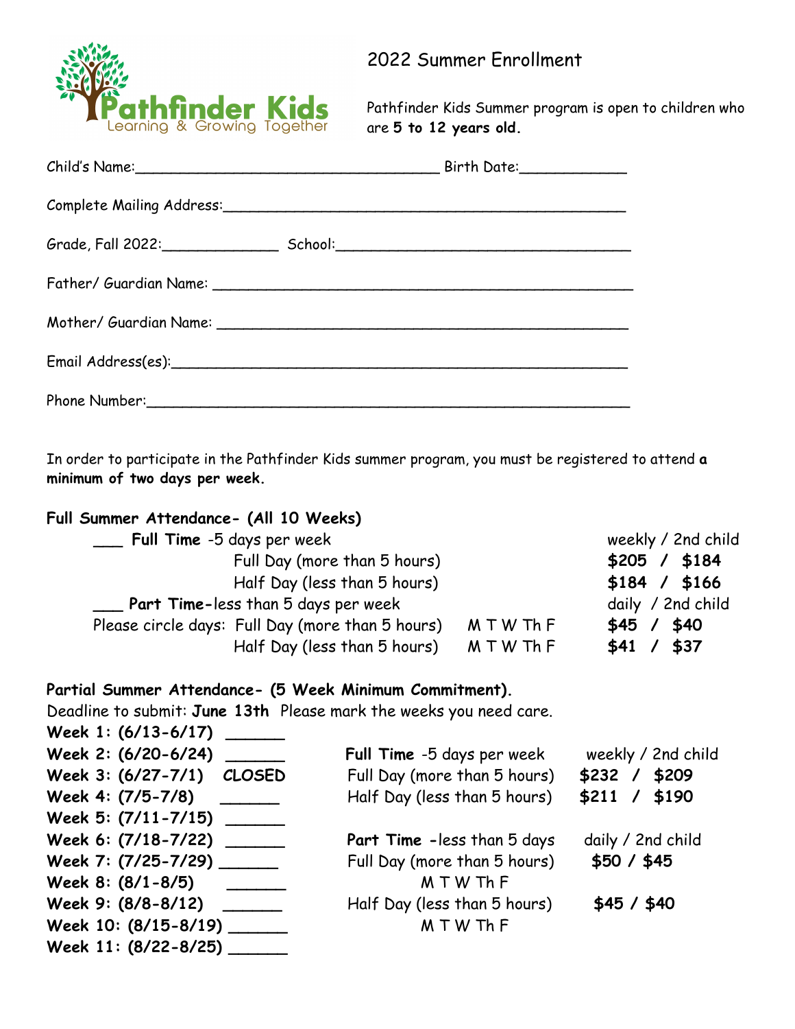Pathfinder Kids
Learning & Growing Together

# 2022 Summer Enrollment

Pathfinder Kids Summer program is open to children who are **5 to 12 years old.**

Child's Name:_______________________________ Birth Date:___________

Complete Mailing Address:_______________________________________________

Grade, Fall 2022:_____________ School:_________________________________

Father/ Guardian Name: _________________________________________________

Mother/ Guardian Name: ________________________________________________

Email Address(es):_______________________________________________________

Phone Number:__________________________________________________________

In order to participate in the Pathfinder Kids summer program, you must be registered to attend **a minimum of two days per week.**

**Full Summer Attendance- (All 10 Weeks)**

___ **Full Time** -5 days per week — weekly / 2nd child

| | | |
|---|---|---|
| Full Day (more than 5 hours) | | **$205 / $184** |
| Half Day (less than 5 hours) | | **$184 / $166** |

___ **Part Time**-less than 5 days per week — daily / 2nd child

| | | |
|---|---|---|
| Please circle days: Full Day (more than 5 hours) | M T W Th F | **$45 / $40** |
| Half Day (less than 5 hours) | M T W Th F | **$41 / $37** |

**Partial Summer Attendance- (5 Week Minimum Commitment).**

Deadline to submit: **June 13th** Please mark the weeks you need care.

**Week 1: (6/13-6/17)** ______
**Week 2: (6/20-6/24)** ______
**Week 3: (6/27-7/1) CLOSED**
**Week 4: (7/5-7/8)** ______
**Week 5: (7/11-7/15)** ______
**Week 6: (7/18-7/22)** ______
**Week 7: (7/25-7/29)** ______
**Week 8: (8/1-8/5)** ______
**Week 9: (8/8-8/12)** ______
**Week 10: (8/15-8/19)** ______
**Week 11: (8/22-8/25)** ______

**Full Time** -5 days per week — weekly / 2nd child

| | |
|---|---|
| Full Day (more than 5 hours) | **$232 / $209** |
| Half Day (less than 5 hours) | **$211 / $190** |

**Part Time** -less than 5 days — daily / 2nd child

| | |
|---|---|
| Full Day (more than 5 hours) M T W Th F | **$50 / $45** |
| Half Day (less than 5 hours) M T W Th F | **$45 / $40** |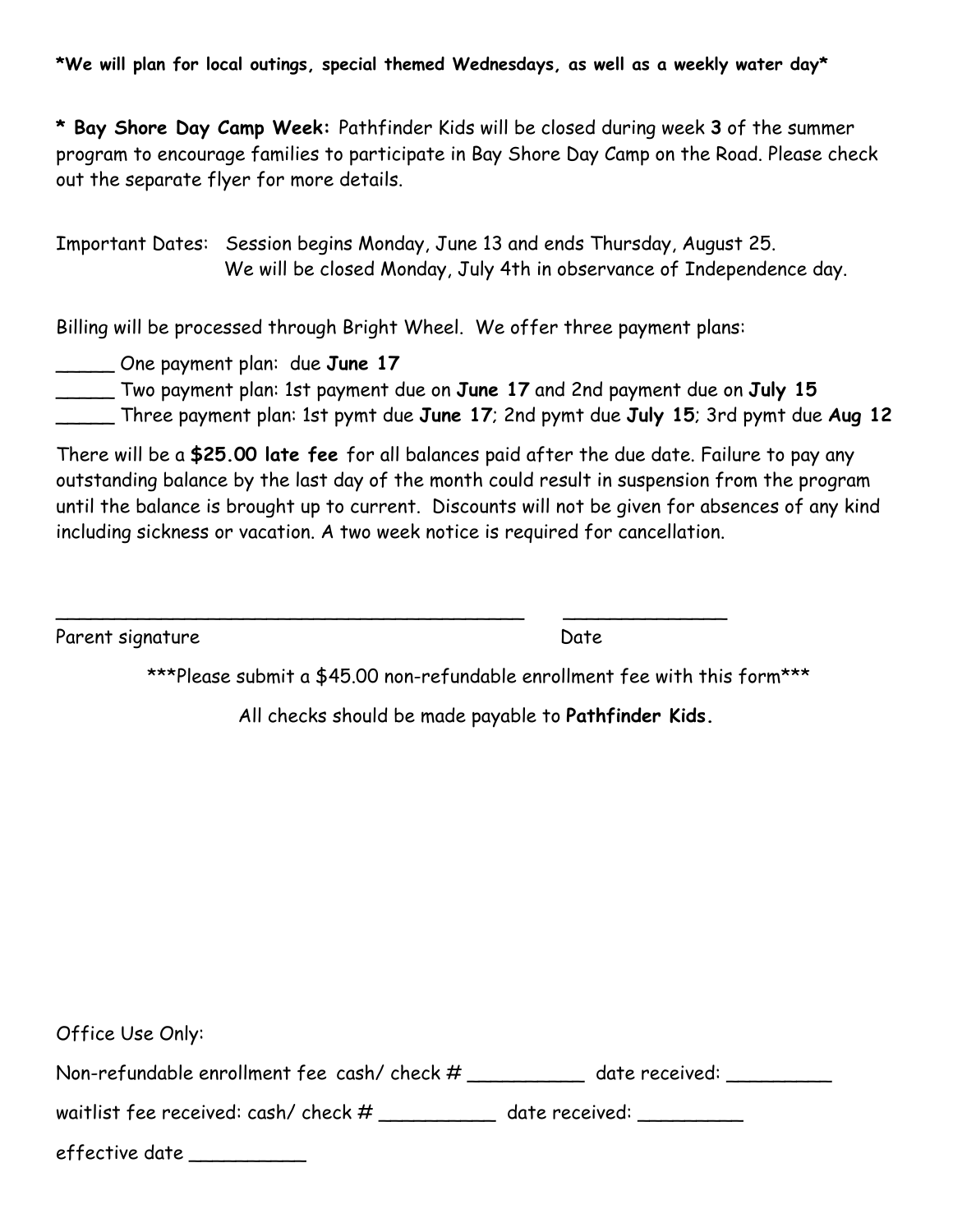**\*We will plan for local outings, special themed Wednesdays, as well as a weekly water day\***

**\* Bay Shore Day Camp Week:** Pathfinder Kids will be closed during week **3** of the summer program to encourage families to participate in Bay Shore Day Camp on the Road. Please check out the separate flyer for more details.

Important Dates: Session begins Monday, June 13 and ends Thursday, August 25.
We will be closed Monday, July 4th in observance of Independence day.

Billing will be processed through Bright Wheel. We offer three payment plans:

_____ One payment plan: due **June 17**
_____ Two payment plan: 1st payment due on **June 17** and 2nd payment due on **July 15**
_____ Three payment plan: 1st pymt due **June 17**; 2nd pymt due **July 15**; 3rd pymt due **Aug 12**

There will be a **$25.00 late fee** for all balances paid after the due date. Failure to pay any outstanding balance by the last day of the month could result in suspension from the program until the balance is brought up to current. Discounts will not be given for absences of any kind including sickness or vacation. A two week notice is required for cancellation.

_________________________________________ ______________
Parent signature Date

\*\*\*Please submit a $45.00 non-refundable enrollment fee with this form\*\*\*

All checks should be made payable to **Pathfinder Kids.**

Office Use Only:

Non-refundable enrollment fee cash/ check # __________ date received: _________

waitlist fee received: cash/ check # __________ date received: _________

effective date __________